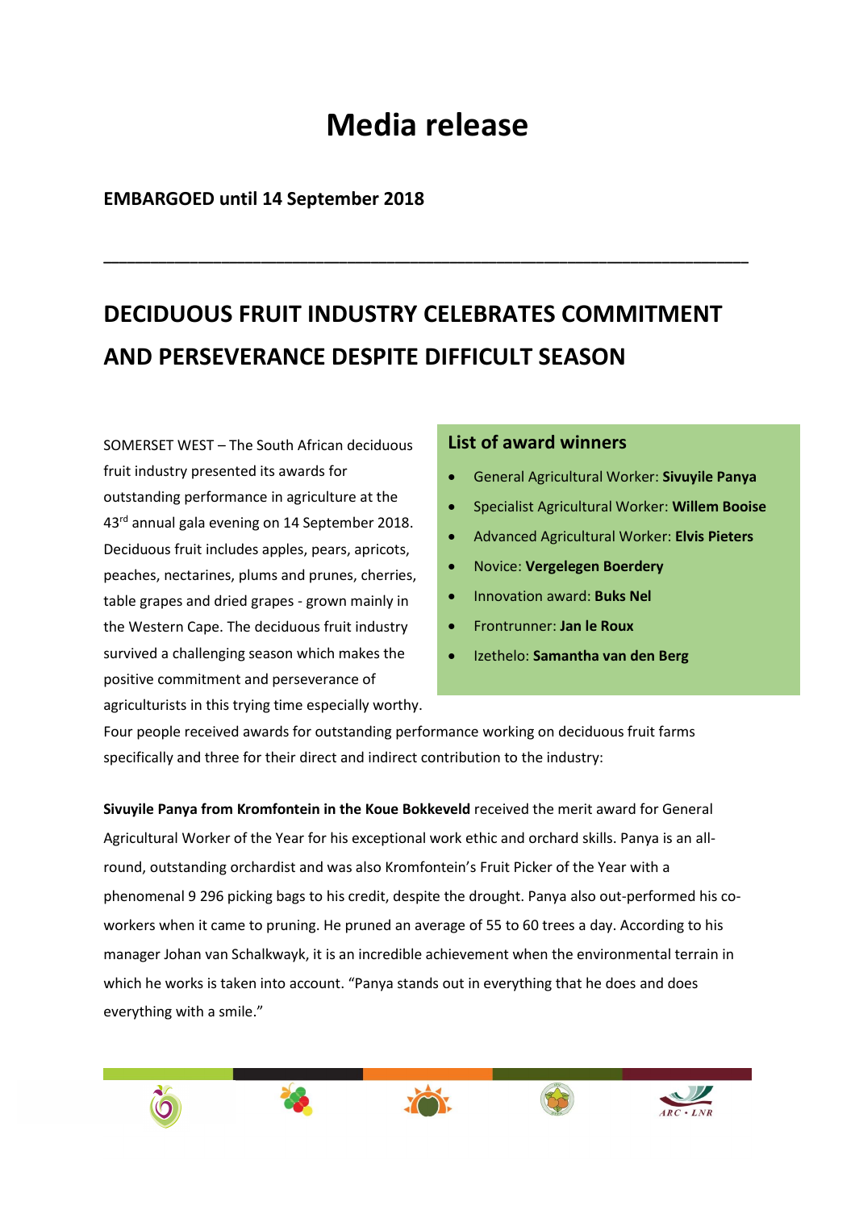# Media release

**EMBARGOED until 14 September 2018**

---

## DECIDUOUS FRUIT INDUSTRY CELEBRATES COMMITMENT AND PERSEVERANCE DESPITE DIFFICULT SEASON

SOMERSET WEST – The South African deciduous fruit industry presented its awards for outstanding performance in agriculture at the 43rd annual gala evening on 14 September 2018. Deciduous fruit includes apples, pears, apricots, peaches, nectarines, plums and prunes, cherries, table grapes and dried grapes - grown mainly in the Western Cape. The deciduous fruit industry survived a challenging season which makes the positive commitment and perseverance of agriculturists in this trying time especially worthy. Four people received awards for outstanding performance working on deciduous fruit farms specifically and three for their direct and indirect contribution to the industry:

### List of award winners

- General Agricultural Worker: **Sivuyile Panya**
- Specialist Agricultural Worker: **Willem Booise**
- Advanced Agricultural Worker: **Elvis Pieters**
- Novice: **Vergelegen Boerdery**
- Innovation award: **Buks Nel**
- Frontrunner: **Jan le Roux**
- Izethelo: **Samantha van den Berg**

**Sivuyile Panya from Kromfontein in the Koue Bokkeveld** received the merit award for General Agricultural Worker of the Year for his exceptional work ethic and orchard skills. Panya is an all-round, outstanding orchardist and was also Kromfontein's Fruit Picker of the Year with a phenomenal 9 296 picking bags to his credit, despite the drought. Panya also out-performed his co-workers when it came to pruning. He pruned an average of 55 to 60 trees a day. According to his manager Johan van Schalkwayk, it is an incredible achievement when the environmental terrain in which he works is taken into account. "Panya stands out in everything that he does and does everything with a smile."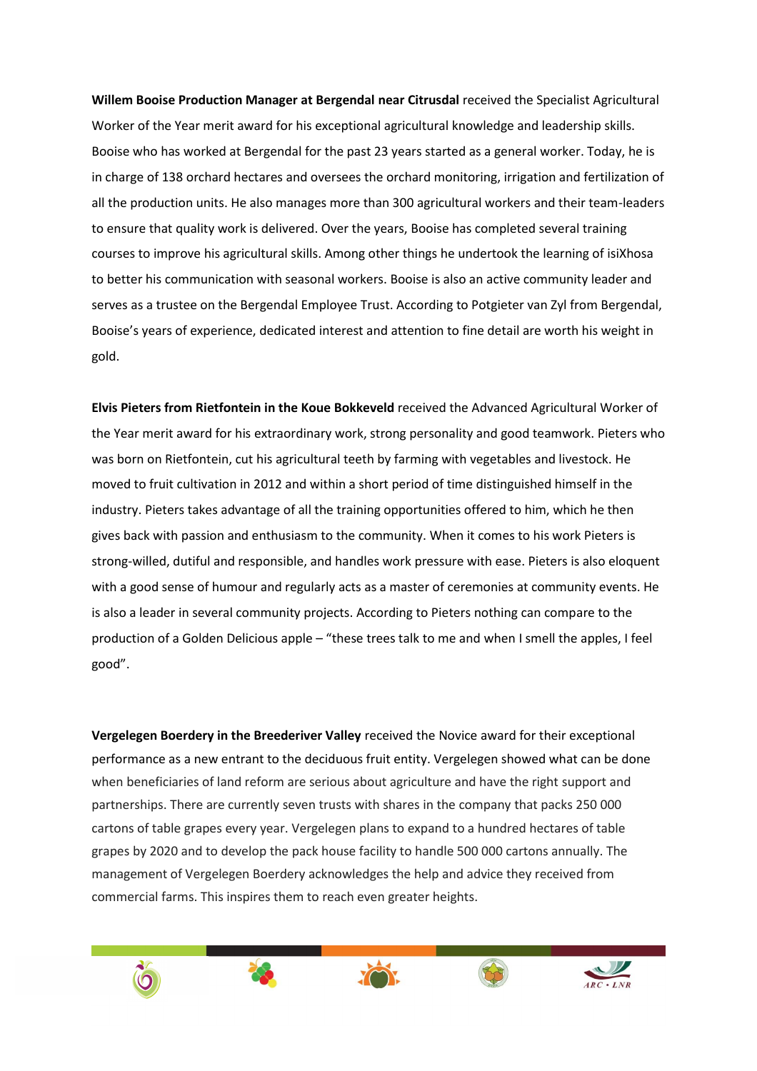**Willem Booise Production Manager at Bergendal near Citrusdal** received the Specialist Agricultural Worker of the Year merit award for his exceptional agricultural knowledge and leadership skills. Booise who has worked at Bergendal for the past 23 years started as a general worker. Today, he is in charge of 138 orchard hectares and oversees the orchard monitoring, irrigation and fertilization of all the production units. He also manages more than 300 agricultural workers and their team-leaders to ensure that quality work is delivered. Over the years, Booise has completed several training courses to improve his agricultural skills. Among other things he undertook the learning of isiXhosa to better his communication with seasonal workers. Booise is also an active community leader and serves as a trustee on the Bergendal Employee Trust. According to Potgieter van Zyl from Bergendal, Booise's years of experience, dedicated interest and attention to fine detail are worth his weight in gold.

**Elvis Pieters from Rietfontein in the Koue Bokkeveld** received the Advanced Agricultural Worker of the Year merit award for his extraordinary work, strong personality and good teamwork. Pieters who was born on Rietfontein, cut his agricultural teeth by farming with vegetables and livestock. He moved to fruit cultivation in 2012 and within a short period of time distinguished himself in the industry. Pieters takes advantage of all the training opportunities offered to him, which he then gives back with passion and enthusiasm to the community. When it comes to his work Pieters is strong-willed, dutiful and responsible, and handles work pressure with ease. Pieters is also eloquent with a good sense of humour and regularly acts as a master of ceremonies at community events. He is also a leader in several community projects. According to Pieters nothing can compare to the production of a Golden Delicious apple – "these trees talk to me and when I smell the apples, I feel good".

**Vergelegen Boerdery in the Breederiver Valley** received the Novice award for their exceptional performance as a new entrant to the deciduous fruit entity. Vergelegen showed what can be done when beneficiaries of land reform are serious about agriculture and have the right support and partnerships. There are currently seven trusts with shares in the company that packs 250 000 cartons of table grapes every year. Vergelegen plans to expand to a hundred hectares of table grapes by 2020 and to develop the pack house facility to handle 500 000 cartons annually. The management of Vergelegen Boerdery acknowledges the help and advice they received from commercial farms. This inspires them to reach even greater heights.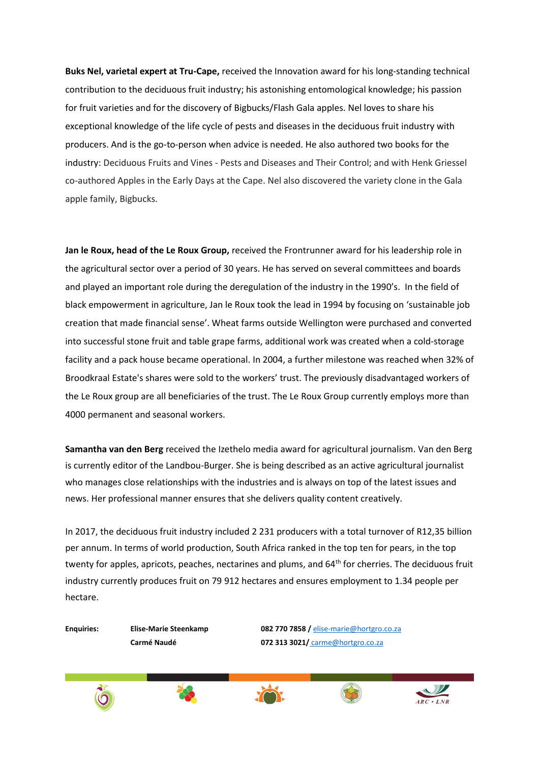**Buks Nel, varietal expert at Tru-Cape,** received the Innovation award for his long-standing technical contribution to the deciduous fruit industry; his astonishing entomological knowledge; his passion for fruit varieties and for the discovery of Bigbucks/Flash Gala apples. Nel loves to share his exceptional knowledge of the life cycle of pests and diseases in the deciduous fruit industry with producers. And is the go-to-person when advice is needed. He also authored two books for the industry: Deciduous Fruits and Vines - Pests and Diseases and Their Control; and with Henk Griessel co-authored Apples in the Early Days at the Cape. Nel also discovered the variety clone in the Gala apple family, Bigbucks.

**Jan le Roux, head of the Le Roux Group,** received the Frontrunner award for his leadership role in the agricultural sector over a period of 30 years. He has served on several committees and boards and played an important role during the deregulation of the industry in the 1990's. In the field of black empowerment in agriculture, Jan le Roux took the lead in 1994 by focusing on 'sustainable job creation that made financial sense'. Wheat farms outside Wellington were purchased and converted into successful stone fruit and table grape farms, additional work was created when a cold-storage facility and a pack house became operational. In 2004, a further milestone was reached when 32% of Broodkraal Estate's shares were sold to the workers' trust. The previously disadvantaged workers of the Le Roux group are all beneficiaries of the trust. The Le Roux Group currently employs more than 4000 permanent and seasonal workers.

**Samantha van den Berg** received the Izethelo media award for agricultural journalism. Van den Berg is currently editor of the Landbou-Burger. She is being described as an active agricultural journalist who manages close relationships with the industries and is always on top of the latest issues and news. Her professional manner ensures that she delivers quality content creatively.

In 2017, the deciduous fruit industry included 2 231 producers with a total turnover of R12,35 billion per annum. In terms of world production, South Africa ranked in the top ten for pears, in the top twenty for apples, apricots, peaches, nectarines and plums, and 64th for cherries. The deciduous fruit industry currently produces fruit on 79 912 hectares and ensures employment to 1.34 people per hectare.

| | | |
|---|---|---|
| **Enquiries:** | **Elise-Marie Steenkamp** | **082 770 7858 /** elise-marie@hortgro.co.za |
| | **Carmé Naudé** | **072 313 3021/** carme@hortgro.co.za |